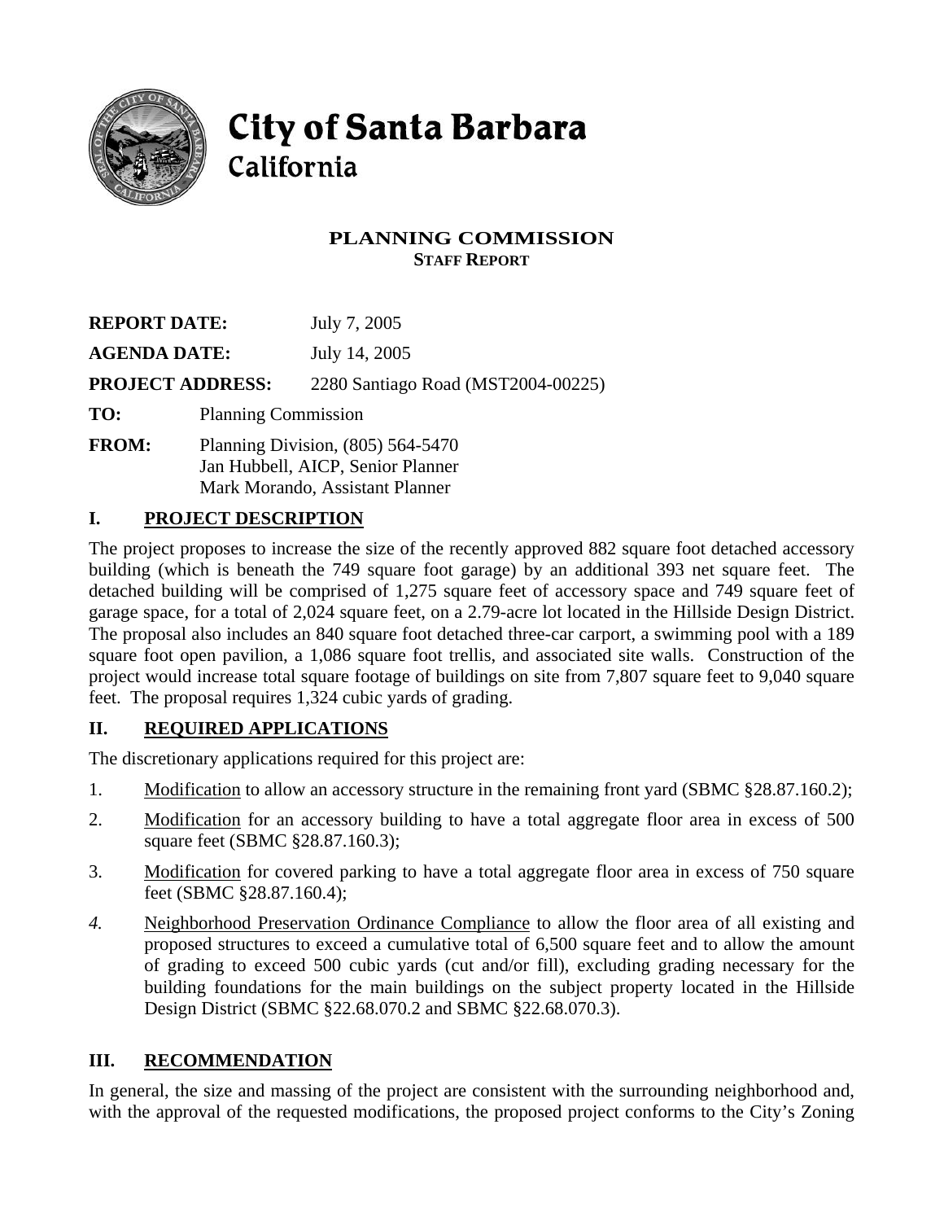# City of Santa Barbara
## California

### PLANNING COMMISSION
#### STAFF REPORT

**REPORT DATE:** July 7, 2005

**AGENDA DATE:** July 14, 2005

**PROJECT ADDRESS:** 2280 Santiago Road (MST2004-00225)

**TO:** Planning Commission

**FROM:** Planning Division, (805) 564-5470
Jan Hubbell, AICP, Senior Planner
Mark Morando, Assistant Planner

## I. PROJECT DESCRIPTION

The project proposes to increase the size of the recently approved 882 square foot detached accessory building (which is beneath the 749 square foot garage) by an additional 393 net square feet. The detached building will be comprised of 1,275 square feet of accessory space and 749 square feet of garage space, for a total of 2,024 square feet, on a 2.79-acre lot located in the Hillside Design District. The proposal also includes an 840 square foot detached three-car carport, a swimming pool with a 189 square foot open pavilion, a 1,086 square foot trellis, and associated site walls. Construction of the project would increase total square footage of buildings on site from 7,807 square feet to 9,040 square feet. The proposal requires 1,324 cubic yards of grading.

## II. REQUIRED APPLICATIONS

The discretionary applications required for this project are:

1. Modification to allow an accessory structure in the remaining front yard (SBMC §28.87.160.2);
2. Modification for an accessory building to have a total aggregate floor area in excess of 500 square feet (SBMC §28.87.160.3);
3. Modification for covered parking to have a total aggregate floor area in excess of 750 square feet (SBMC §28.87.160.4);
4. Neighborhood Preservation Ordinance Compliance to allow the floor area of all existing and proposed structures to exceed a cumulative total of 6,500 square feet and to allow the amount of grading to exceed 500 cubic yards (cut and/or fill), excluding grading necessary for the building foundations for the main buildings on the subject property located in the Hillside Design District (SBMC §22.68.070.2 and SBMC §22.68.070.3).

## III. RECOMMENDATION

In general, the size and massing of the project are consistent with the surrounding neighborhood and, with the approval of the requested modifications, the proposed project conforms to the City's Zoning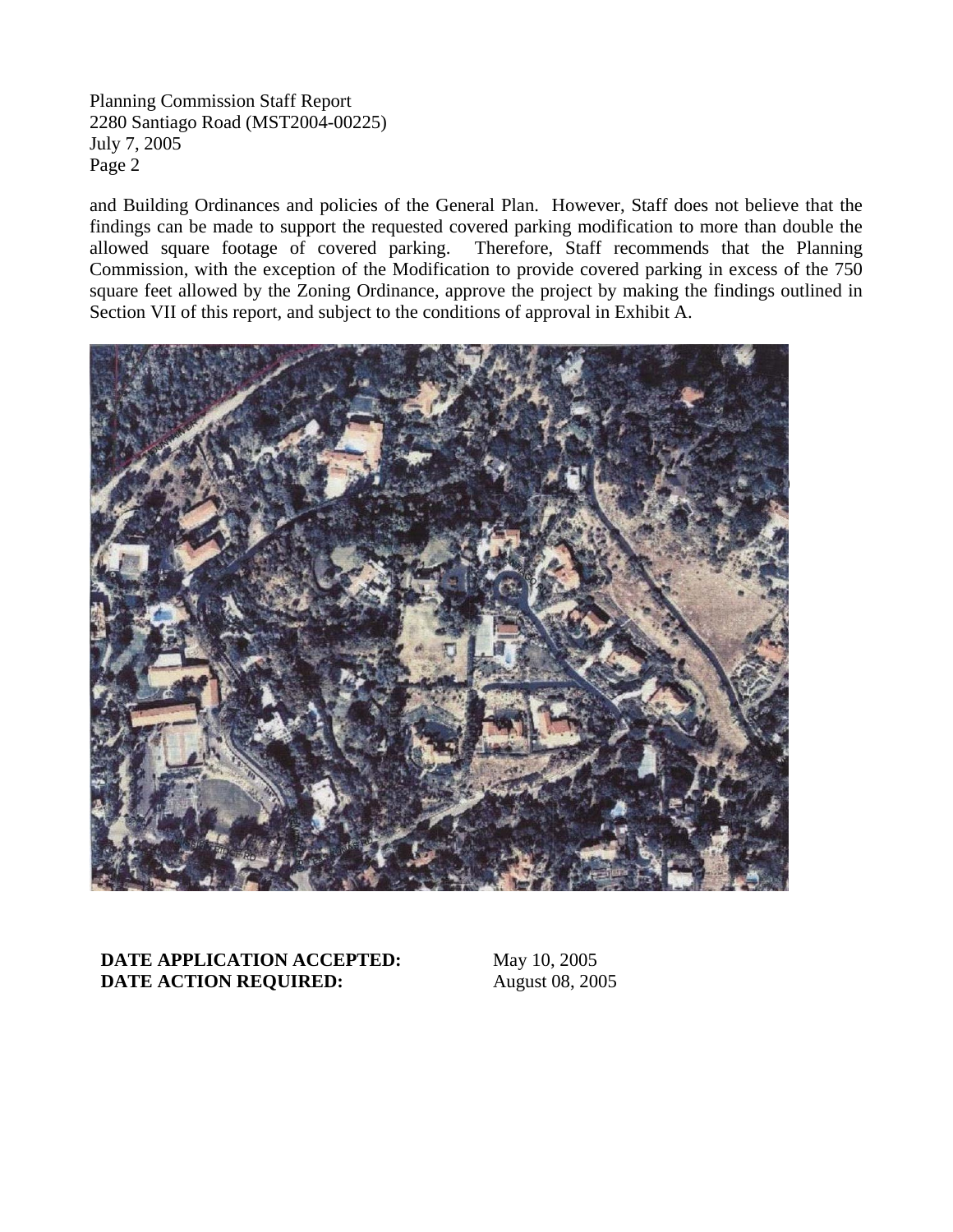and Building Ordinances and policies of the General Plan. However, Staff does not believe that the findings can be made to support the requested covered parking modification to more than double the allowed square footage of covered parking. Therefore, Staff recommends that the Planning Commission, with the exception of the Modification to provide covered parking in excess of the 750 square feet allowed by the Zoning Ordinance, approve the project by making the findings outlined in Section VII of this report, and subject to the conditions of approval in Exhibit A.

| | |
|---|---|
| **DATE APPLICATION ACCEPTED:** | May 10, 2005 |
| **DATE ACTION REQUIRED:** | August 08, 2005 |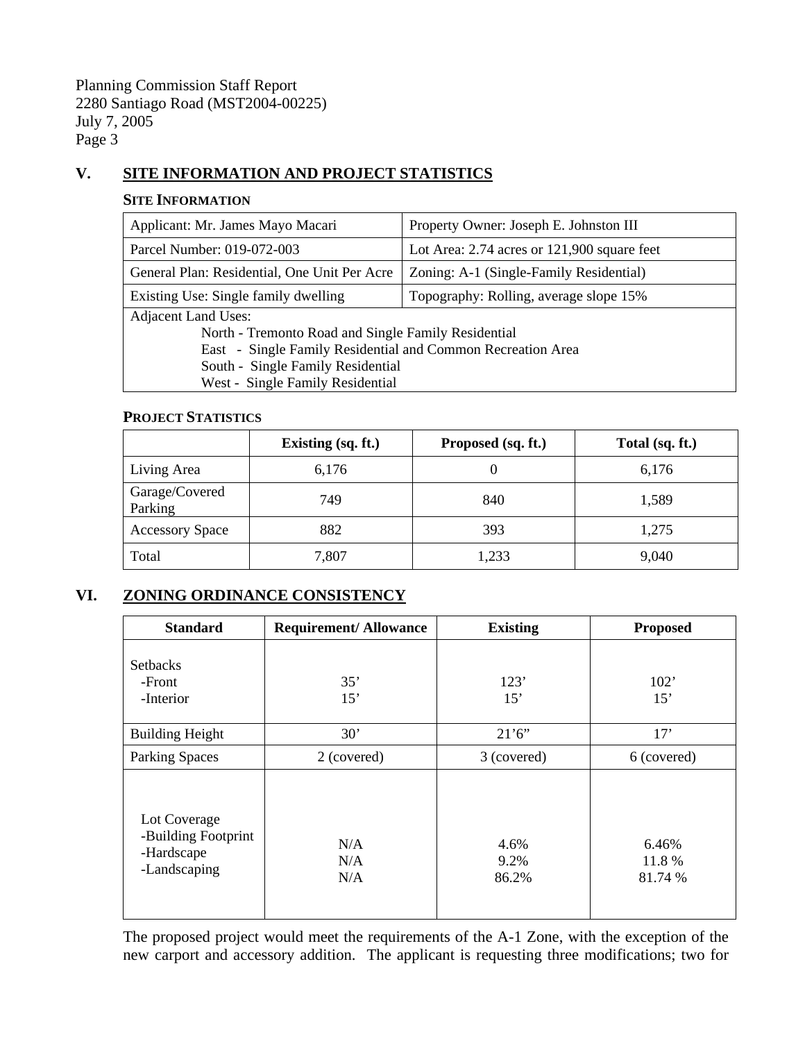## V. SITE INFORMATION AND PROJECT STATISTICS

### SITE INFORMATION

| Applicant: Mr. James Mayo Macari | Property Owner: Joseph E. Johnston III |
|---|---|
| Parcel Number: 019-072-003 | Lot Area: 2.74 acres or 121,900 square feet |
| General Plan: Residential, One Unit Per Acre | Zoning: A-1 (Single-Family Residential) |
| Existing Use: Single family dwelling | Topography: Rolling, average slope 15% |
| Adjacent Land Uses:<br>North - Tremonto Road and Single Family Residential<br>East - Single Family Residential and Common Recreation Area<br>South - Single Family Residential<br>West - Single Family Residential | |

### PROJECT STATISTICS

| | Existing (sq. ft.) | Proposed (sq. ft.) | Total (sq. ft.) |
|---|---|---|---|
| Living Area | 6,176 | 0 | 6,176 |
| Garage/Covered Parking | 749 | 840 | 1,589 |
| Accessory Space | 882 | 393 | 1,275 |
| Total | 7,807 | 1,233 | 9,040 |

## VI. ZONING ORDINANCE CONSISTENCY

| Standard | Requirement/ Allowance | Existing | Proposed |
|---|---|---|---|
| Setbacks<br>-Front<br>-Interior | <br>35'<br>15' | <br>123'<br>15' | <br>102'<br>15' |
| Building Height | 30' | 21'6" | 17' |
| Parking Spaces | 2 (covered) | 3 (covered) | 6 (covered) |
| Lot Coverage<br>-Building Footprint<br>-Hardscape<br>-Landscaping | <br>N/A<br>N/A<br>N/A | <br>4.6%<br>9.2%<br>86.2% | <br>6.46%<br>11.8 %<br>81.74 % |

The proposed project would meet the requirements of the A-1 Zone, with the exception of the new carport and accessory addition. The applicant is requesting three modifications; two for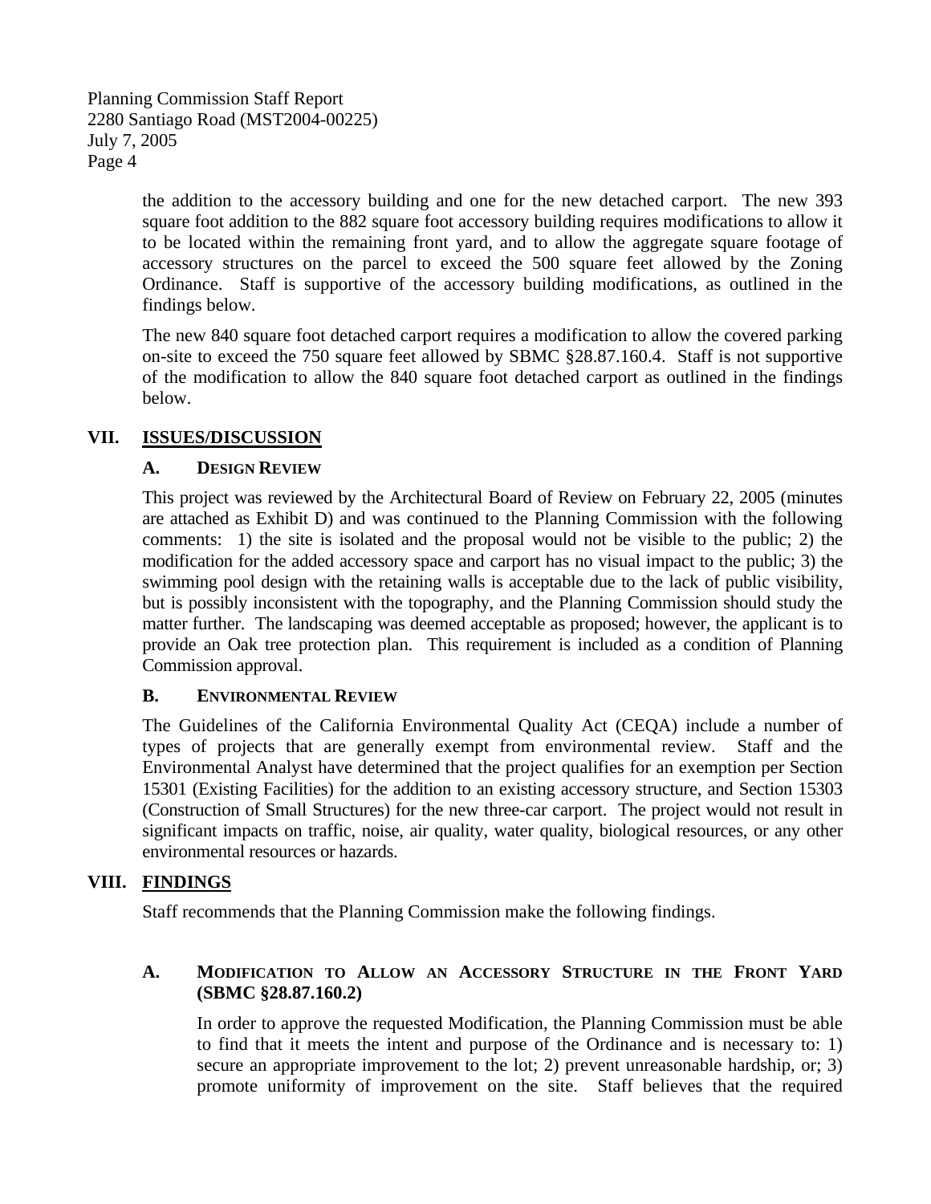the addition to the accessory building and one for the new detached carport. The new 393 square foot addition to the 882 square foot accessory building requires modifications to allow it to be located within the remaining front yard, and to allow the aggregate square footage of accessory structures on the parcel to exceed the 500 square feet allowed by the Zoning Ordinance. Staff is supportive of the accessory building modifications, as outlined in the findings below.

The new 840 square foot detached carport requires a modification to allow the covered parking on-site to exceed the 750 square feet allowed by SBMC §28.87.160.4. Staff is not supportive of the modification to allow the 840 square foot detached carport as outlined in the findings below.

## VII. ISSUES/DISCUSSION

### A. DESIGN REVIEW

This project was reviewed by the Architectural Board of Review on February 22, 2005 (minutes are attached as Exhibit D) and was continued to the Planning Commission with the following comments: 1) the site is isolated and the proposal would not be visible to the public; 2) the modification for the added accessory space and carport has no visual impact to the public; 3) the swimming pool design with the retaining walls is acceptable due to the lack of public visibility, but is possibly inconsistent with the topography, and the Planning Commission should study the matter further. The landscaping was deemed acceptable as proposed; however, the applicant is to provide an Oak tree protection plan. This requirement is included as a condition of Planning Commission approval.

### B. ENVIRONMENTAL REVIEW

The Guidelines of the California Environmental Quality Act (CEQA) include a number of types of projects that are generally exempt from environmental review. Staff and the Environmental Analyst have determined that the project qualifies for an exemption per Section 15301 (Existing Facilities) for the addition to an existing accessory structure, and Section 15303 (Construction of Small Structures) for the new three-car carport. The project would not result in significant impacts on traffic, noise, air quality, water quality, biological resources, or any other environmental resources or hazards.

## VIII. FINDINGS

Staff recommends that the Planning Commission make the following findings.

### A. MODIFICATION TO ALLOW AN ACCESSORY STRUCTURE IN THE FRONT YARD (SBMC §28.87.160.2)

In order to approve the requested Modification, the Planning Commission must be able to find that it meets the intent and purpose of the Ordinance and is necessary to: 1) secure an appropriate improvement to the lot; 2) prevent unreasonable hardship, or; 3) promote uniformity of improvement on the site. Staff believes that the required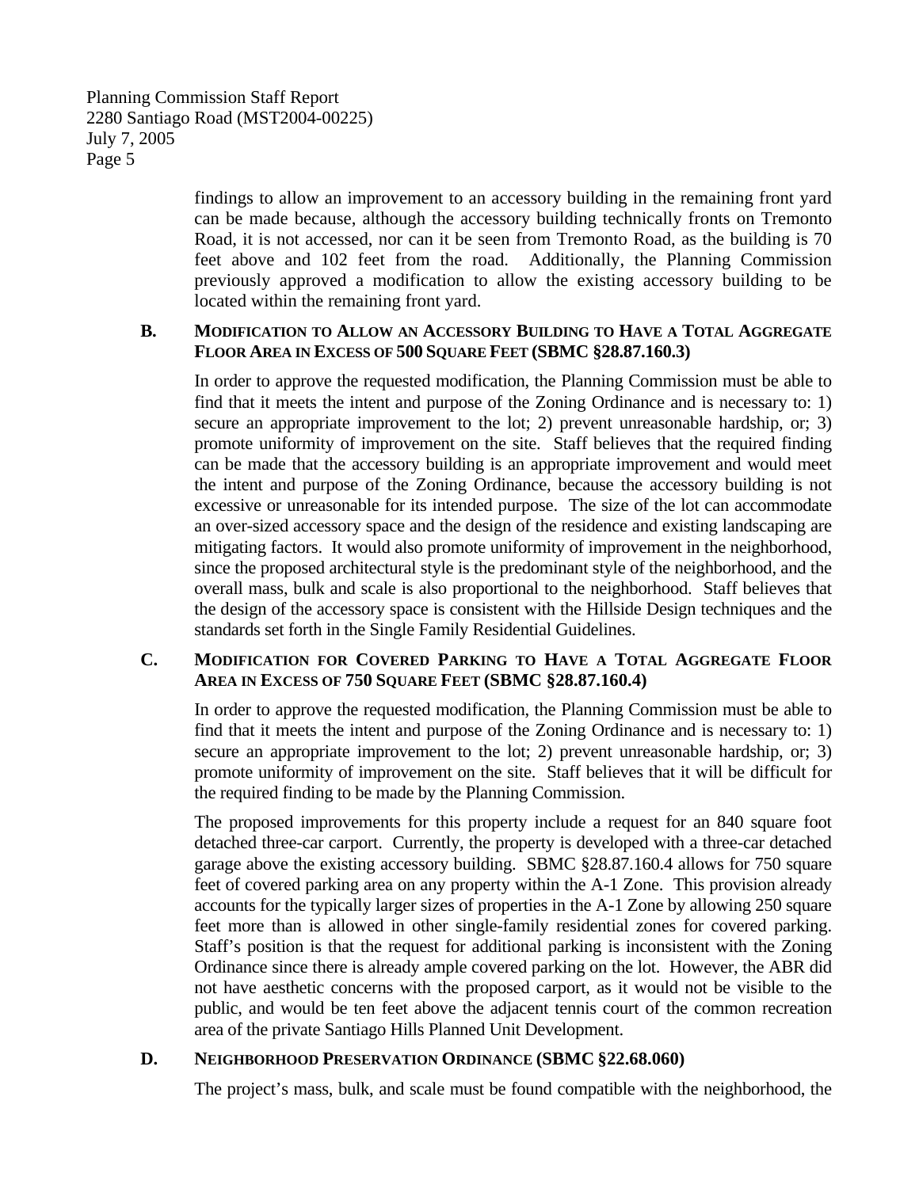findings to allow an improvement to an accessory building in the remaining front yard can be made because, although the accessory building technically fronts on Tremonto Road, it is not accessed, nor can it be seen from Tremonto Road, as the building is 70 feet above and 102 feet from the road. Additionally, the Planning Commission previously approved a modification to allow the existing accessory building to be located within the remaining front yard.

### B. MODIFICATION TO ALLOW AN ACCESSORY BUILDING TO HAVE A TOTAL AGGREGATE FLOOR AREA IN EXCESS OF 500 SQUARE FEET (SBMC §28.87.160.3)

In order to approve the requested modification, the Planning Commission must be able to find that it meets the intent and purpose of the Zoning Ordinance and is necessary to: 1) secure an appropriate improvement to the lot; 2) prevent unreasonable hardship, or; 3) promote uniformity of improvement on the site. Staff believes that the required finding can be made that the accessory building is an appropriate improvement and would meet the intent and purpose of the Zoning Ordinance, because the accessory building is not excessive or unreasonable for its intended purpose. The size of the lot can accommodate an over-sized accessory space and the design of the residence and existing landscaping are mitigating factors. It would also promote uniformity of improvement in the neighborhood, since the proposed architectural style is the predominant style of the neighborhood, and the overall mass, bulk and scale is also proportional to the neighborhood. Staff believes that the design of the accessory space is consistent with the Hillside Design techniques and the standards set forth in the Single Family Residential Guidelines.

### C. MODIFICATION FOR COVERED PARKING TO HAVE A TOTAL AGGREGATE FLOOR AREA IN EXCESS OF 750 SQUARE FEET (SBMC §28.87.160.4)

In order to approve the requested modification, the Planning Commission must be able to find that it meets the intent and purpose of the Zoning Ordinance and is necessary to: 1) secure an appropriate improvement to the lot; 2) prevent unreasonable hardship, or; 3) promote uniformity of improvement on the site. Staff believes that it will be difficult for the required finding to be made by the Planning Commission.

The proposed improvements for this property include a request for an 840 square foot detached three-car carport. Currently, the property is developed with a three-car detached garage above the existing accessory building. SBMC §28.87.160.4 allows for 750 square feet of covered parking area on any property within the A-1 Zone. This provision already accounts for the typically larger sizes of properties in the A-1 Zone by allowing 250 square feet more than is allowed in other single-family residential zones for covered parking. Staff's position is that the request for additional parking is inconsistent with the Zoning Ordinance since there is already ample covered parking on the lot. However, the ABR did not have aesthetic concerns with the proposed carport, as it would not be visible to the public, and would be ten feet above the adjacent tennis court of the common recreation area of the private Santiago Hills Planned Unit Development.

### D. NEIGHBORHOOD PRESERVATION ORDINANCE (SBMC §22.68.060)

The project's mass, bulk, and scale must be found compatible with the neighborhood, the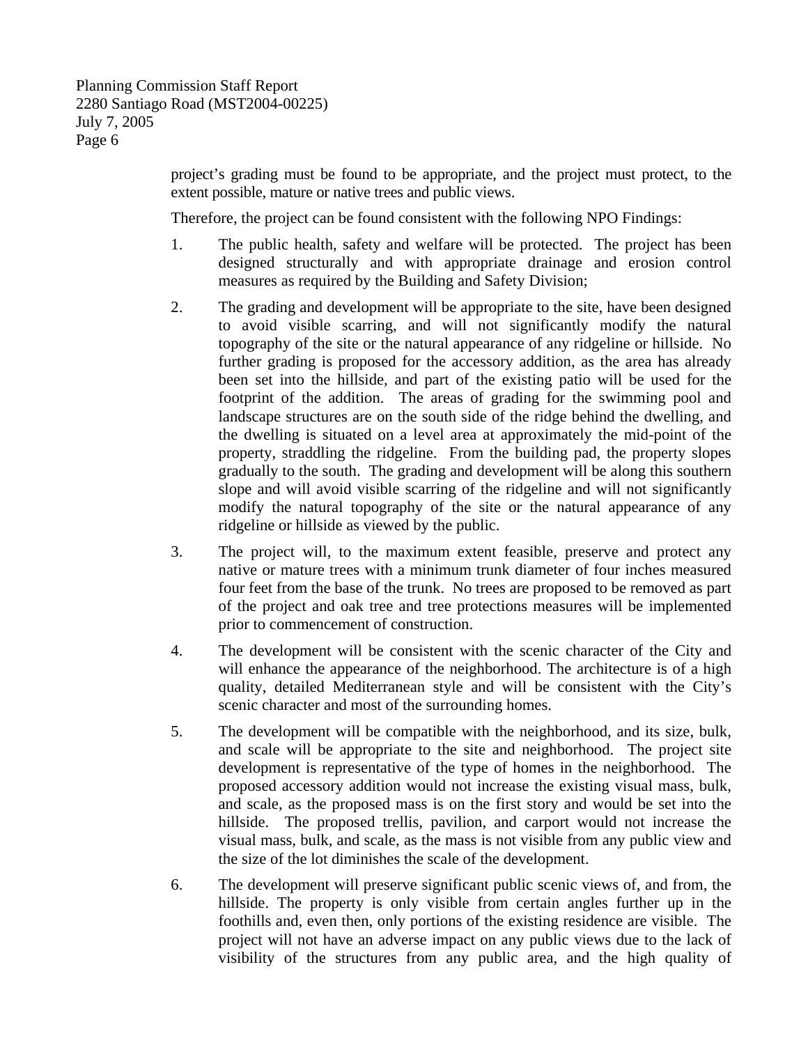project's grading must be found to be appropriate, and the project must protect, to the extent possible, mature or native trees and public views.

Therefore, the project can be found consistent with the following NPO Findings:

1. The public health, safety and welfare will be protected. The project has been designed structurally and with appropriate drainage and erosion control measures as required by the Building and Safety Division;

2. The grading and development will be appropriate to the site, have been designed to avoid visible scarring, and will not significantly modify the natural topography of the site or the natural appearance of any ridgeline or hillside. No further grading is proposed for the accessory addition, as the area has already been set into the hillside, and part of the existing patio will be used for the footprint of the addition. The areas of grading for the swimming pool and landscape structures are on the south side of the ridge behind the dwelling, and the dwelling is situated on a level area at approximately the mid-point of the property, straddling the ridgeline. From the building pad, the property slopes gradually to the south. The grading and development will be along this southern slope and will avoid visible scarring of the ridgeline and will not significantly modify the natural topography of the site or the natural appearance of any ridgeline or hillside as viewed by the public.

3. The project will, to the maximum extent feasible, preserve and protect any native or mature trees with a minimum trunk diameter of four inches measured four feet from the base of the trunk. No trees are proposed to be removed as part of the project and oak tree and tree protections measures will be implemented prior to commencement of construction.

4. The development will be consistent with the scenic character of the City and will enhance the appearance of the neighborhood. The architecture is of a high quality, detailed Mediterranean style and will be consistent with the City's scenic character and most of the surrounding homes.

5. The development will be compatible with the neighborhood, and its size, bulk, and scale will be appropriate to the site and neighborhood. The project site development is representative of the type of homes in the neighborhood. The proposed accessory addition would not increase the existing visual mass, bulk, and scale, as the proposed mass is on the first story and would be set into the hillside. The proposed trellis, pavilion, and carport would not increase the visual mass, bulk, and scale, as the mass is not visible from any public view and the size of the lot diminishes the scale of the development.

6. The development will preserve significant public scenic views of, and from, the hillside. The property is only visible from certain angles further up in the foothills and, even then, only portions of the existing residence are visible. The project will not have an adverse impact on any public views due to the lack of visibility of the structures from any public area, and the high quality of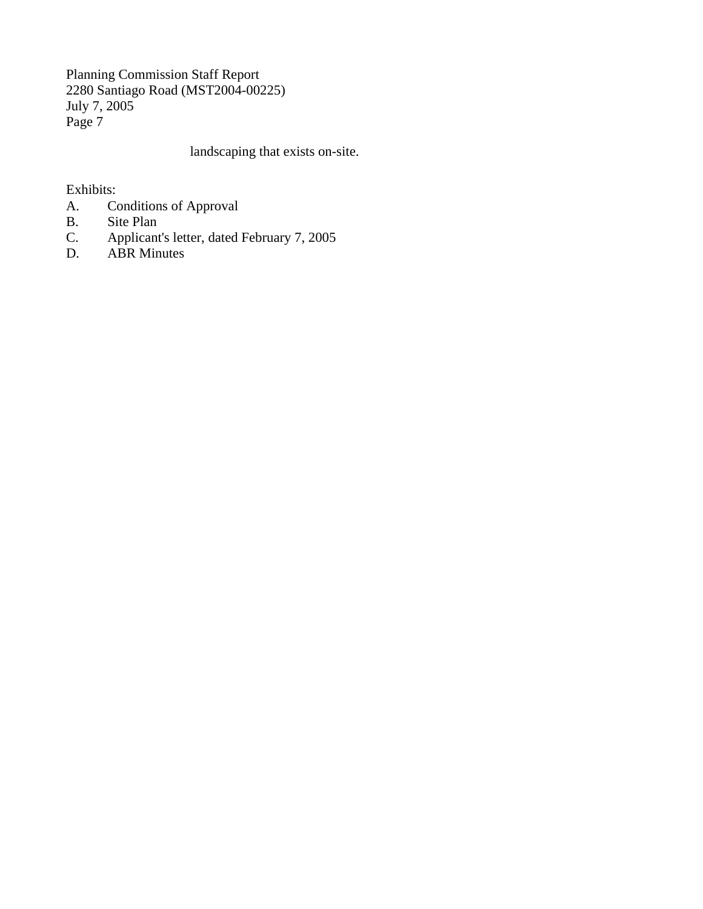landscaping that exists on-site.

Exhibits:

A. Conditions of Approval
B. Site Plan
C. Applicant's letter, dated February 7, 2005
D. ABR Minutes